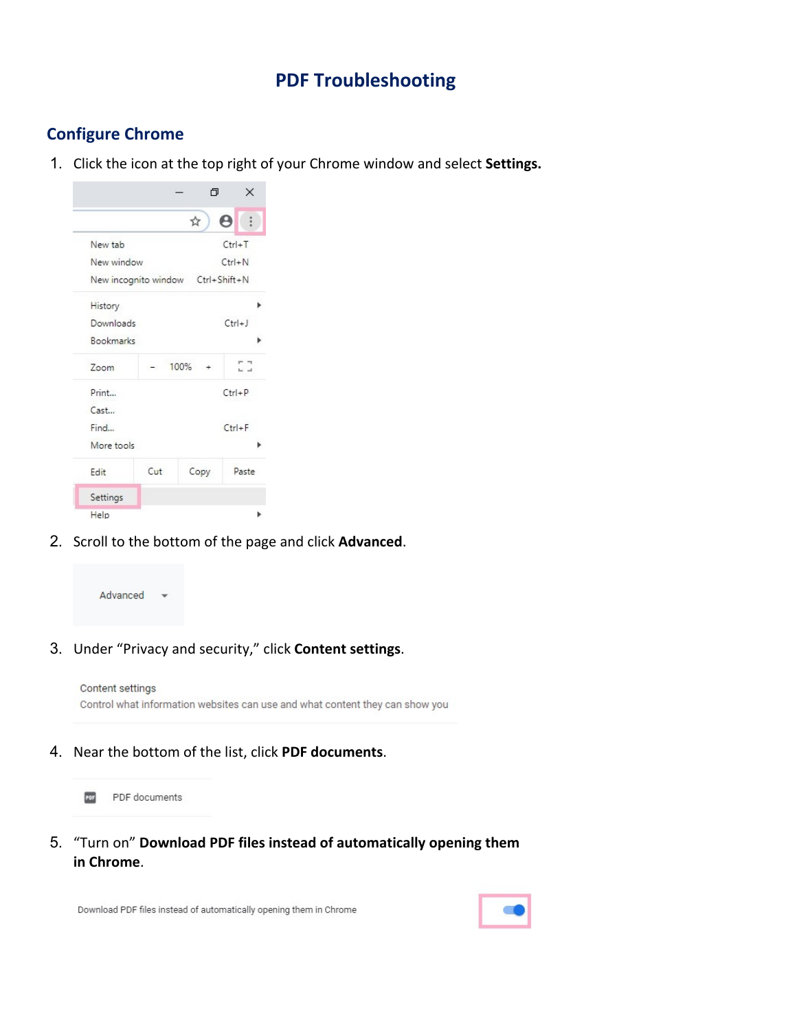# PDF Troubleshooting

## Configure Chrome

1. Click the icon at the top right of your Chrome window and select **Settings.**

2. Scroll to the bottom of the page and click **Advanced**.

3. Under "Privacy and security," click **Content settings**.

4. Near the bottom of the list, click **PDF documents**.

5. "Turn on" **Download PDF files instead of automatically opening them in Chrome**.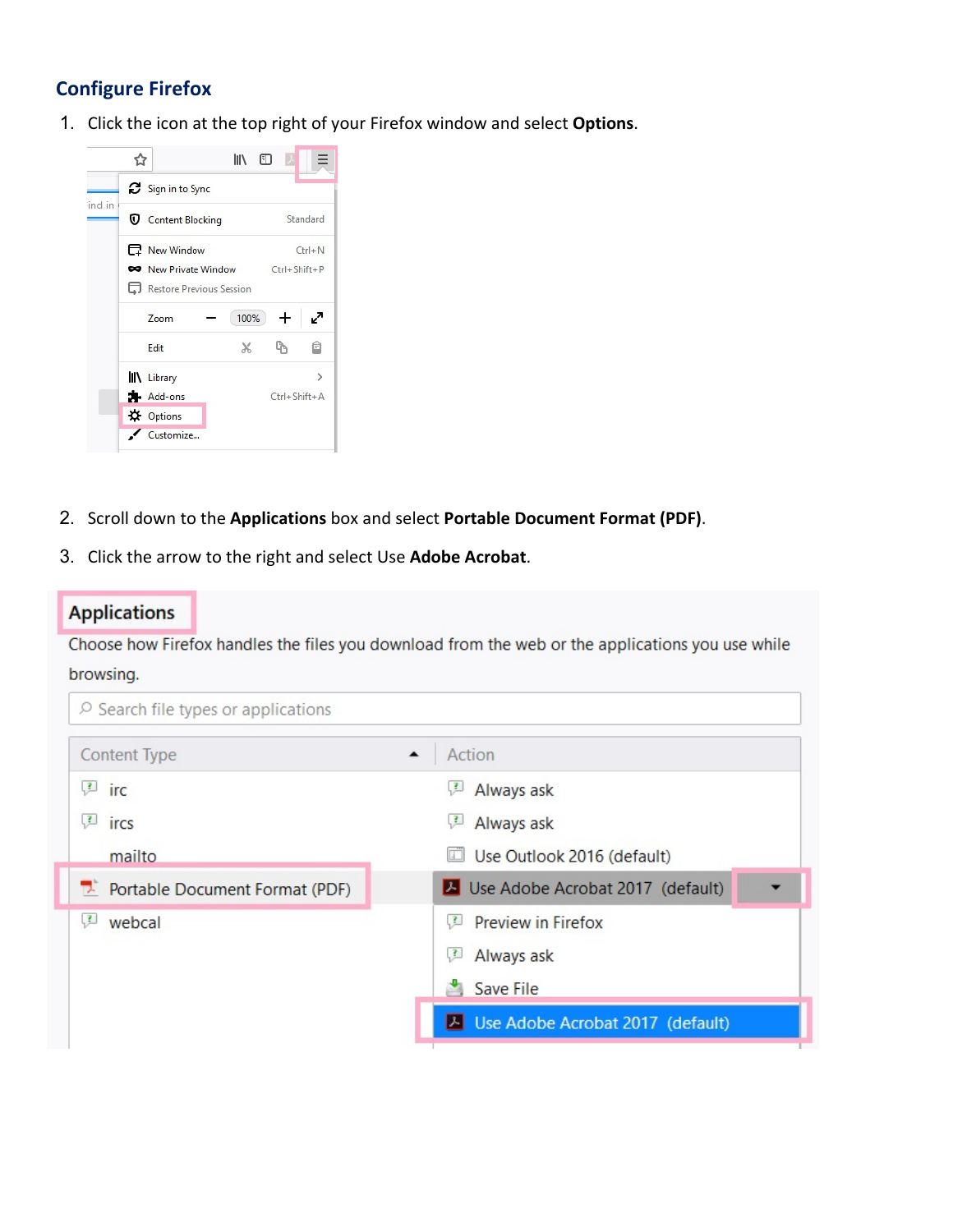## Configure Firefox

1. Click the icon at the top right of your Firefox window and select **Options**.

2. Scroll down to the **Applications** box and select **Portable Document Format (PDF)**.

3. Click the arrow to the right and select Use **Adobe Acrobat**.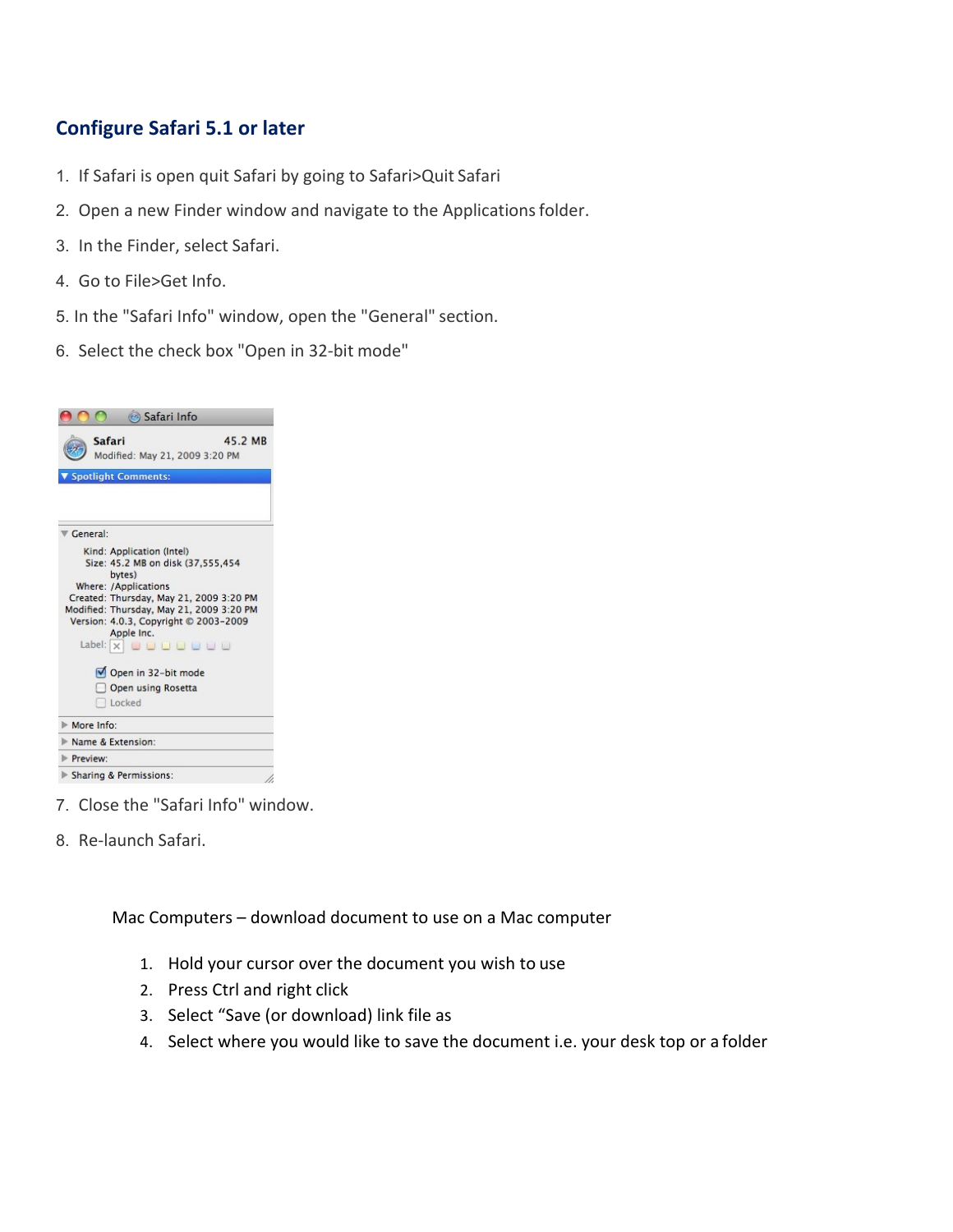## Configure Safari 5.1 or later

1. If Safari is open quit Safari by going to Safari>Quit Safari
2. Open a new Finder window and navigate to the Applications folder.
3. In the Finder, select Safari.
4. Go to File>Get Info.
5. In the "Safari Info" window, open the "General" section.
6. Select the check box "Open in 32-bit mode"
7. Close the "Safari Info" window.
8. Re-launch Safari.

Mac Computers – download document to use on a Mac computer

1. Hold your cursor over the document you wish to use
2. Press Ctrl and right click
3. Select "Save (or download) link file as
4. Select where you would like to save the document i.e. your desk top or a folder